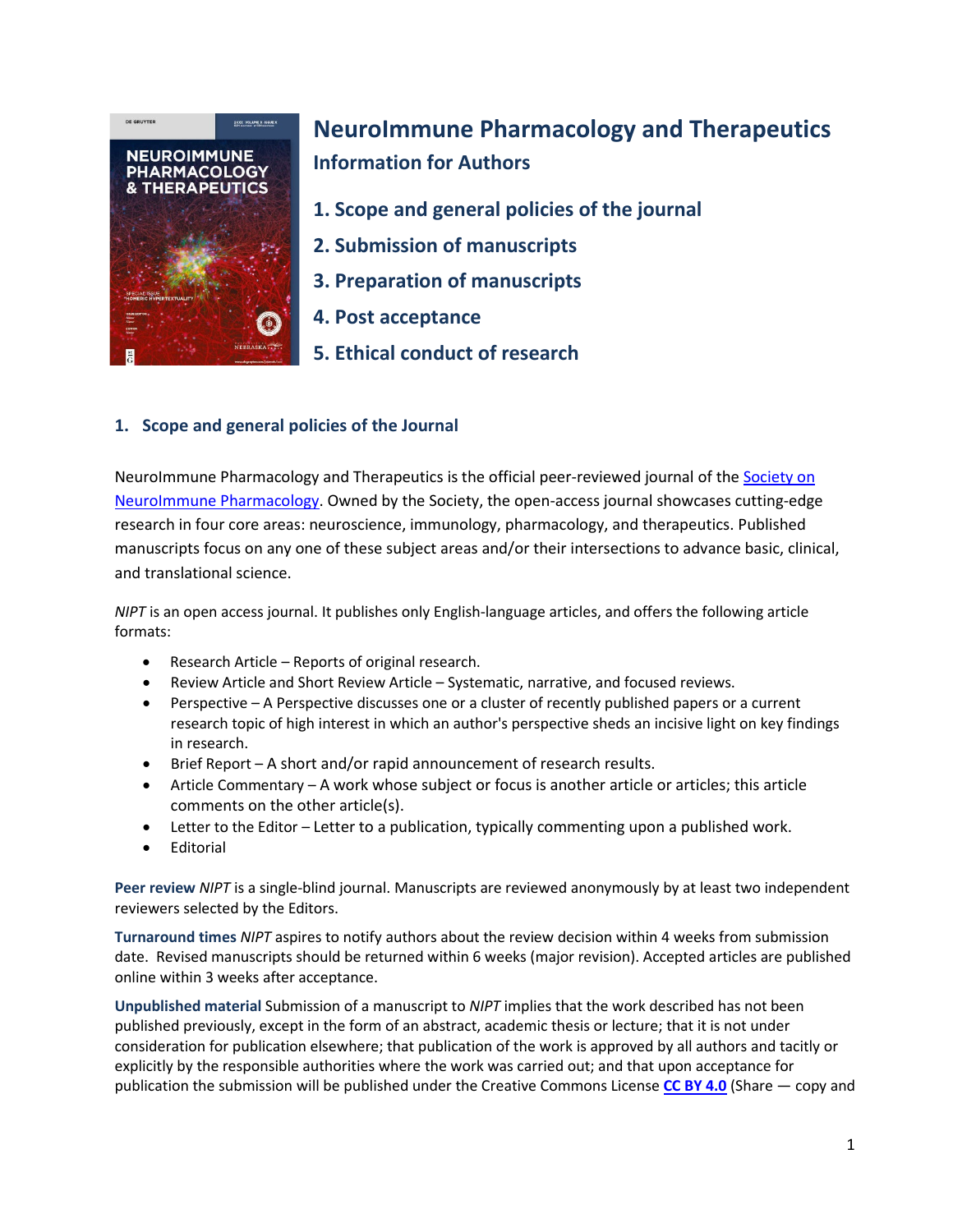# NeuroImmune Pharmacology and Therapeutics

## Information for Authors

1. Scope and general policies of the journal
2. Submission of manuscripts
3. Preparation of manuscripts
4. Post acceptance
5. Ethical conduct of research

## 1. Scope and general policies of the Journal

NeuroImmune Pharmacology and Therapeutics is the official peer-reviewed journal of the Society on NeuroImmune Pharmacology. Owned by the Society, the open-access journal showcases cutting-edge research in four core areas: neuroscience, immunology, pharmacology, and therapeutics. Published manuscripts focus on any one of these subject areas and/or their intersections to advance basic, clinical, and translational science.

*NIPT* is an open access journal. It publishes only English-language articles, and offers the following article formats:

- Research Article – Reports of original research.
- Review Article and Short Review Article – Systematic, narrative, and focused reviews.
- Perspective – A Perspective discusses one or a cluster of recently published papers or a current research topic of high interest in which an author's perspective sheds an incisive light on key findings in research.
- Brief Report – A short and/or rapid announcement of research results.
- Article Commentary – A work whose subject or focus is another article or articles; this article comments on the other article(s).
- Letter to the Editor – Letter to a publication, typically commenting upon a published work.
- Editorial

**Peer review** *NIPT* is a single-blind journal. Manuscripts are reviewed anonymously by at least two independent reviewers selected by the Editors.

**Turnaround times** *NIPT* aspires to notify authors about the review decision within 4 weeks from submission date. Revised manuscripts should be returned within 6 weeks (major revision). Accepted articles are published online within 3 weeks after acceptance.

**Unpublished material** Submission of a manuscript to *NIPT* implies that the work described has not been published previously, except in the form of an abstract, academic thesis or lecture; that it is not under consideration for publication elsewhere; that publication of the work is approved by all authors and tacitly or explicitly by the responsible authorities where the work was carried out; and that upon acceptance for publication the submission will be published under the Creative Commons License **CC BY 4.0** (Share — copy and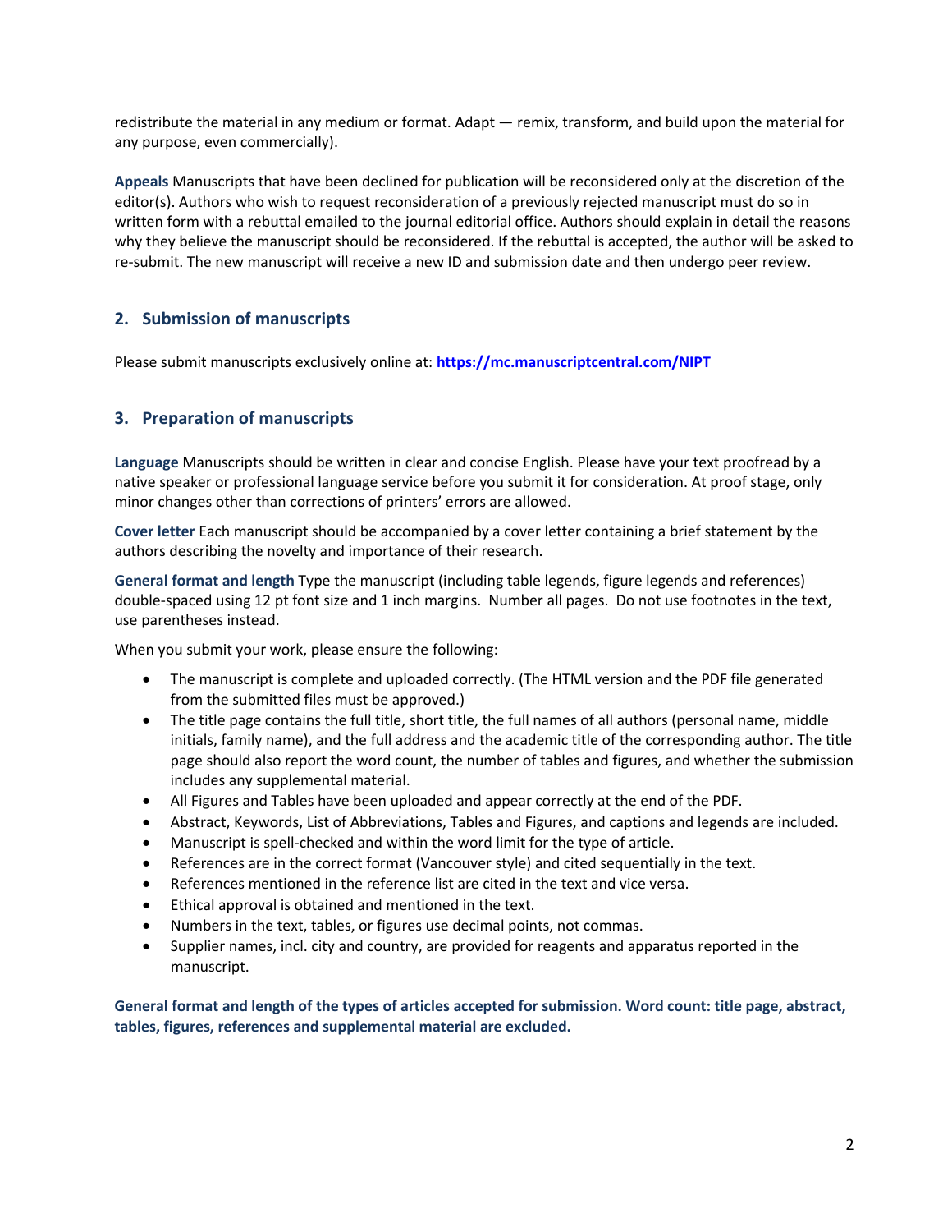redistribute the material in any medium or format. Adapt — remix, transform, and build upon the material for any purpose, even commercially).

**Appeals** Manuscripts that have been declined for publication will be reconsidered only at the discretion of the editor(s). Authors who wish to request reconsideration of a previously rejected manuscript must do so in written form with a rebuttal emailed to the journal editorial office. Authors should explain in detail the reasons why they believe the manuscript should be reconsidered. If the rebuttal is accepted, the author will be asked to re-submit. The new manuscript will receive a new ID and submission date and then undergo peer review.

## 2. Submission of manuscripts

Please submit manuscripts exclusively online at: **https://mc.manuscriptcentral.com/NIPT**

## 3. Preparation of manuscripts

**Language** Manuscripts should be written in clear and concise English. Please have your text proofread by a native speaker or professional language service before you submit it for consideration. At proof stage, only minor changes other than corrections of printers' errors are allowed.

**Cover letter** Each manuscript should be accompanied by a cover letter containing a brief statement by the authors describing the novelty and importance of their research.

**General format and length** Type the manuscript (including table legends, figure legends and references) double-spaced using 12 pt font size and 1 inch margins. Number all pages. Do not use footnotes in the text, use parentheses instead.

When you submit your work, please ensure the following:

- The manuscript is complete and uploaded correctly. (The HTML version and the PDF file generated from the submitted files must be approved.)
- The title page contains the full title, short title, the full names of all authors (personal name, middle initials, family name), and the full address and the academic title of the corresponding author. The title page should also report the word count, the number of tables and figures, and whether the submission includes any supplemental material.
- All Figures and Tables have been uploaded and appear correctly at the end of the PDF.
- Abstract, Keywords, List of Abbreviations, Tables and Figures, and captions and legends are included.
- Manuscript is spell-checked and within the word limit for the type of article.
- References are in the correct format (Vancouver style) and cited sequentially in the text.
- References mentioned in the reference list are cited in the text and vice versa.
- Ethical approval is obtained and mentioned in the text.
- Numbers in the text, tables, or figures use decimal points, not commas.
- Supplier names, incl. city and country, are provided for reagents and apparatus reported in the manuscript.

**General format and length of the types of articles accepted for submission. Word count: title page, abstract, tables, figures, references and supplemental material are excluded.**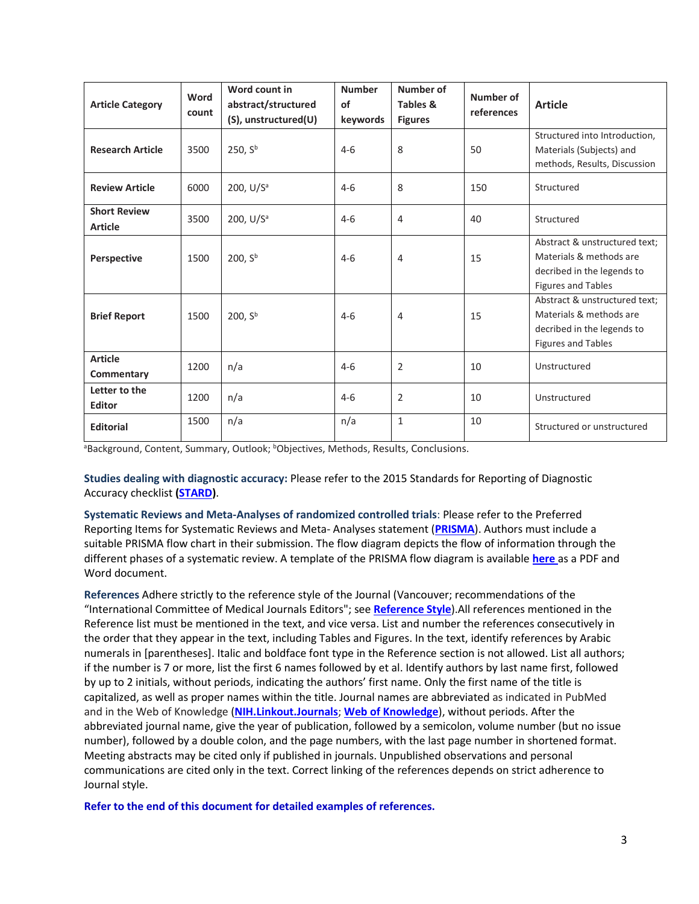| Article Category | Word count | Word count in abstract/structured (S), unstructured(U) | Number of keywords | Number of Tables & Figures | Number of references | Article |
|---|---|---|---|---|---|---|
| **Research Article** | 3500 | 250, S[b] | 4-6 | 8 | 50 | Structured into Introduction, Materials (Subjects) and methods, Results, Discussion |
| **Review Article** | 6000 | 200, U/S[a] | 4-6 | 8 | 150 | Structured |
| **Short Review Article** | 3500 | 200, U/S[a] | 4-6 | 4 | 40 | Structured |
| **Perspective** | 1500 | 200, S[b] | 4-6 | 4 | 15 | Abstract & unstructured text; Materials & methods are decribed in the legends to Figures and Tables |
| **Brief Report** | 1500 | 200, S[b] | 4-6 | 4 | 15 | Abstract & unstructured text; Materials & methods are decribed in the legends to Figures and Tables |
| **Article Commentary** | 1200 | n/a | 4-6 | 2 | 10 | Unstructured |
| **Letter to the Editor** | 1200 | n/a | 4-6 | 2 | 10 | Unstructured |
| **Editorial** | 1500 | n/a | n/a | 1 | 10 | Structured or unstructured |

[a]Background, Content, Summary, Outlook; [b]Objectives, Methods, Results, Conclusions.

**Studies dealing with diagnostic accuracy:** Please refer to the 2015 Standards for Reporting of Diagnostic Accuracy checklist (**STARD**).

**Systematic Reviews and Meta-Analyses of randomized controlled trials**: Please refer to the Preferred Reporting Items for Systematic Reviews and Meta- Analyses statement (**PRISMA**). Authors must include a suitable PRISMA flow chart in their submission. The flow diagram depicts the flow of information through the different phases of a systematic review. A template of the PRISMA flow diagram is available **here** as a PDF and Word document.

**References** Adhere strictly to the reference style of the Journal (Vancouver; recommendations of the "International Committee of Medical Journals Editors"; see **Reference Style**).All references mentioned in the Reference list must be mentioned in the text, and vice versa. List and number the references consecutively in the order that they appear in the text, including Tables and Figures. In the text, identify references by Arabic numerals in [parentheses]. Italic and boldface font type in the Reference section is not allowed. List all authors; if the number is 7 or more, list the first 6 names followed by et al. Identify authors by last name first, followed by up to 2 initials, without periods, indicating the authors' first name. Only the first name of the title is capitalized, as well as proper names within the title. Journal names are abbreviated as indicated in PubMed and in the Web of Knowledge (**NIH.Linkout.Journals**; **Web of Knowledge**), without periods. After the abbreviated journal name, give the year of publication, followed by a semicolon, volume number (but no issue number), followed by a double colon, and the page numbers, with the last page number in shortened format. Meeting abstracts may be cited only if published in journals. Unpublished observations and personal communications are cited only in the text. Correct linking of the references depends on strict adherence to Journal style.

**Refer to the end of this document for detailed examples of references.**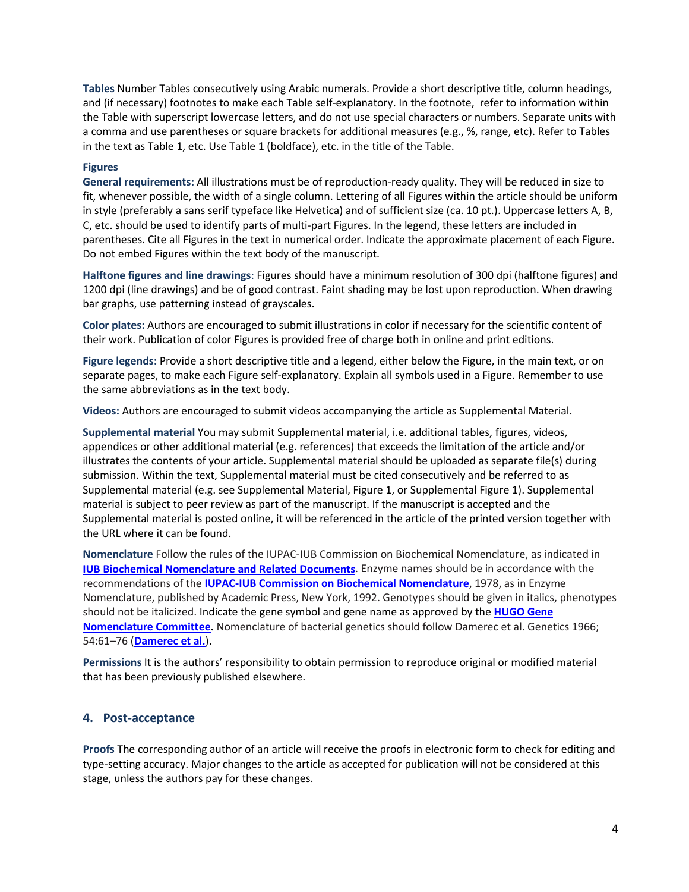**Tables** Number Tables consecutively using Arabic numerals. Provide a short descriptive title, column headings, and (if necessary) footnotes to make each Table self-explanatory. In the footnote, refer to information within the Table with superscript lowercase letters, and do not use special characters or numbers. Separate units with a comma and use parentheses or square brackets for additional measures (e.g., %, range, etc). Refer to Tables in the text as Table 1, etc. Use Table 1 (boldface), etc. in the title of the Table.

**Figures**

**General requirements:** All illustrations must be of reproduction-ready quality. They will be reduced in size to fit, whenever possible, the width of a single column. Lettering of all Figures within the article should be uniform in style (preferably a sans serif typeface like Helvetica) and of sufficient size (ca. 10 pt.). Uppercase letters A, B, C, etc. should be used to identify parts of multi-part Figures. In the legend, these letters are included in parentheses. Cite all Figures in the text in numerical order. Indicate the approximate placement of each Figure. Do not embed Figures within the text body of the manuscript.

**Halftone figures and line drawings**: Figures should have a minimum resolution of 300 dpi (halftone figures) and 1200 dpi (line drawings) and be of good contrast. Faint shading may be lost upon reproduction. When drawing bar graphs, use patterning instead of grayscales.

**Color plates:** Authors are encouraged to submit illustrations in color if necessary for the scientific content of their work. Publication of color Figures is provided free of charge both in online and print editions.

**Figure legends:** Provide a short descriptive title and a legend, either below the Figure, in the main text, or on separate pages, to make each Figure self-explanatory. Explain all symbols used in a Figure. Remember to use the same abbreviations as in the text body.

**Videos:** Authors are encouraged to submit videos accompanying the article as Supplemental Material.

**Supplemental material** You may submit Supplemental material, i.e. additional tables, figures, videos, appendices or other additional material (e.g. references) that exceeds the limitation of the article and/or illustrates the contents of your article. Supplemental material should be uploaded as separate file(s) during submission. Within the text, Supplemental material must be cited consecutively and be referred to as Supplemental material (e.g. see Supplemental Material, Figure 1, or Supplemental Figure 1). Supplemental material is subject to peer review as part of the manuscript. If the manuscript is accepted and the Supplemental material is posted online, it will be referenced in the article of the printed version together with the URL where it can be found.

**Nomenclature** Follow the rules of the IUPAC-IUB Commission on Biochemical Nomenclature, as indicated in **IUB Biochemical Nomenclature and Related Documents**. Enzyme names should be in accordance with the recommendations of the **IUPAC-IUB Commission on Biochemical Nomenclature**, 1978, as in Enzyme Nomenclature, published by Academic Press, New York, 1992. Genotypes should be given in italics, phenotypes should not be italicized. Indicate the gene symbol and gene name as approved by the **HUGO Gene Nomenclature Committee.** Nomenclature of bacterial genetics should follow Damerec et al. Genetics 1966; 54:61–76 (**Damerec et al.**).

**Permissions** It is the authors' responsibility to obtain permission to reproduce original or modified material that has been previously published elsewhere.

## 4. Post-acceptance

**Proofs** The corresponding author of an article will receive the proofs in electronic form to check for editing and type-setting accuracy. Major changes to the article as accepted for publication will not be considered at this stage, unless the authors pay for these changes.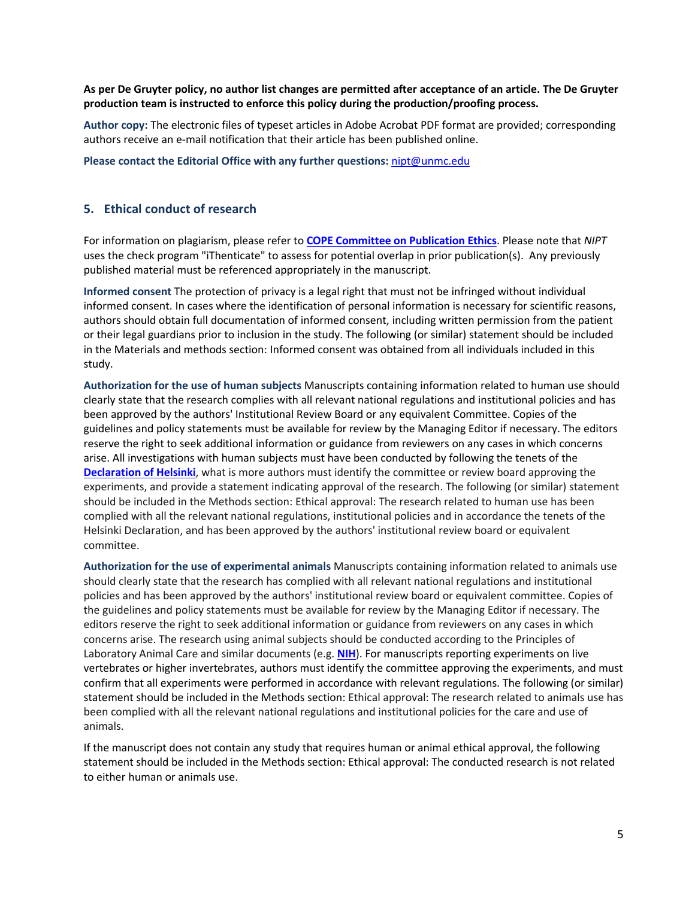**As per De Gruyter policy, no author list changes are permitted after acceptance of an article. The De Gruyter production team is instructed to enforce this policy during the production/proofing process.**

**Author copy:** The electronic files of typeset articles in Adobe Acrobat PDF format are provided; corresponding authors receive an e-mail notification that their article has been published online.

**Please contact the Editorial Office with any further questions:** nipt@unmc.edu

## 5. Ethical conduct of research

For information on plagiarism, please refer to **COPE Committee on Publication Ethics**. Please note that *NIPT* uses the check program "iThenticate" to assess for potential overlap in prior publication(s). Any previously published material must be referenced appropriately in the manuscript.

**Informed consent** The protection of privacy is a legal right that must not be infringed without individual informed consent. In cases where the identification of personal information is necessary for scientific reasons, authors should obtain full documentation of informed consent, including written permission from the patient or their legal guardians prior to inclusion in the study. The following (or similar) statement should be included in the Materials and methods section: Informed consent was obtained from all individuals included in this study.

**Authorization for the use of human subjects** Manuscripts containing information related to human use should clearly state that the research complies with all relevant national regulations and institutional policies and has been approved by the authors' Institutional Review Board or any equivalent Committee. Copies of the guidelines and policy statements must be available for review by the Managing Editor if necessary. The editors reserve the right to seek additional information or guidance from reviewers on any cases in which concerns arise. All investigations with human subjects must have been conducted by following the tenets of the **Declaration of Helsinki**, what is more authors must identify the committee or review board approving the experiments, and provide a statement indicating approval of the research. The following (or similar) statement should be included in the Methods section: Ethical approval: The research related to human use has been complied with all the relevant national regulations, institutional policies and in accordance the tenets of the Helsinki Declaration, and has been approved by the authors' institutional review board or equivalent committee.

**Authorization for the use of experimental animals** Manuscripts containing information related to animals use should clearly state that the research has complied with all relevant national regulations and institutional policies and has been approved by the authors' institutional review board or equivalent committee. Copies of the guidelines and policy statements must be available for review by the Managing Editor if necessary. The editors reserve the right to seek additional information or guidance from reviewers on any cases in which concerns arise. The research using animal subjects should be conducted according to the Principles of Laboratory Animal Care and similar documents (e.g. **NIH**). For manuscripts reporting experiments on live vertebrates or higher invertebrates, authors must identify the committee approving the experiments, and must confirm that all experiments were performed in accordance with relevant regulations. The following (or similar) statement should be included in the Methods section: Ethical approval: The research related to animals use has been complied with all the relevant national regulations and institutional policies for the care and use of animals.

If the manuscript does not contain any study that requires human or animal ethical approval, the following statement should be included in the Methods section: Ethical approval: The conducted research is not related to either human or animals use.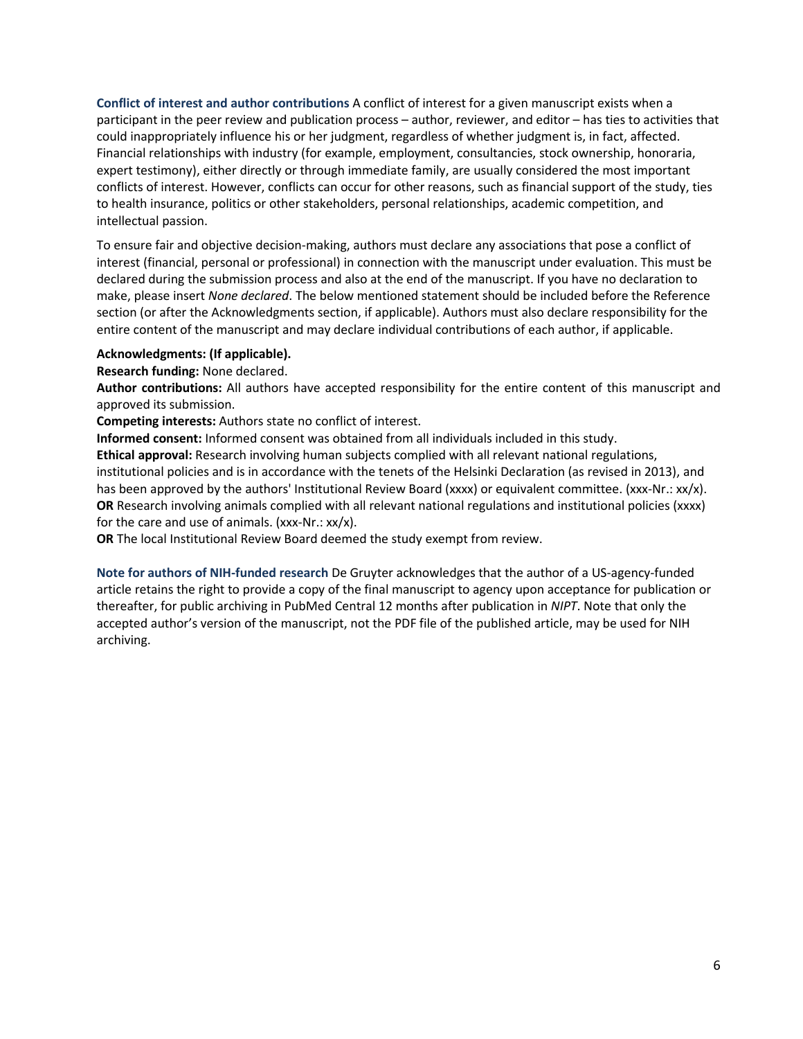**Conflict of interest and author contributions** A conflict of interest for a given manuscript exists when a participant in the peer review and publication process – author, reviewer, and editor – has ties to activities that could inappropriately influence his or her judgment, regardless of whether judgment is, in fact, affected. Financial relationships with industry (for example, employment, consultancies, stock ownership, honoraria, expert testimony), either directly or through immediate family, are usually considered the most important conflicts of interest. However, conflicts can occur for other reasons, such as financial support of the study, ties to health insurance, politics or other stakeholders, personal relationships, academic competition, and intellectual passion.

To ensure fair and objective decision-making, authors must declare any associations that pose a conflict of interest (financial, personal or professional) in connection with the manuscript under evaluation. This must be declared during the submission process and also at the end of the manuscript. If you have no declaration to make, please insert *None declared*. The below mentioned statement should be included before the Reference section (or after the Acknowledgments section, if applicable). Authors must also declare responsibility for the entire content of the manuscript and may declare individual contributions of each author, if applicable.

**Acknowledgments: (If applicable).**
**Research funding:** None declared.
**Author contributions:** All authors have accepted responsibility for the entire content of this manuscript and approved its submission.
**Competing interests:** Authors state no conflict of interest.
**Informed consent:** Informed consent was obtained from all individuals included in this study.
**Ethical approval:** Research involving human subjects complied with all relevant national regulations, institutional policies and is in accordance with the tenets of the Helsinki Declaration (as revised in 2013), and has been approved by the authors' Institutional Review Board (xxxx) or equivalent committee. (xxx-Nr.: xx/x).
**OR** Research involving animals complied with all relevant national regulations and institutional policies (xxxx) for the care and use of animals. (xxx-Nr.: xx/x).
**OR** The local Institutional Review Board deemed the study exempt from review.

**Note for authors of NIH-funded research** De Gruyter acknowledges that the author of a US-agency-funded article retains the right to provide a copy of the final manuscript to agency upon acceptance for publication or thereafter, for public archiving in PubMed Central 12 months after publication in *NIPT*. Note that only the accepted author's version of the manuscript, not the PDF file of the published article, may be used for NIH archiving.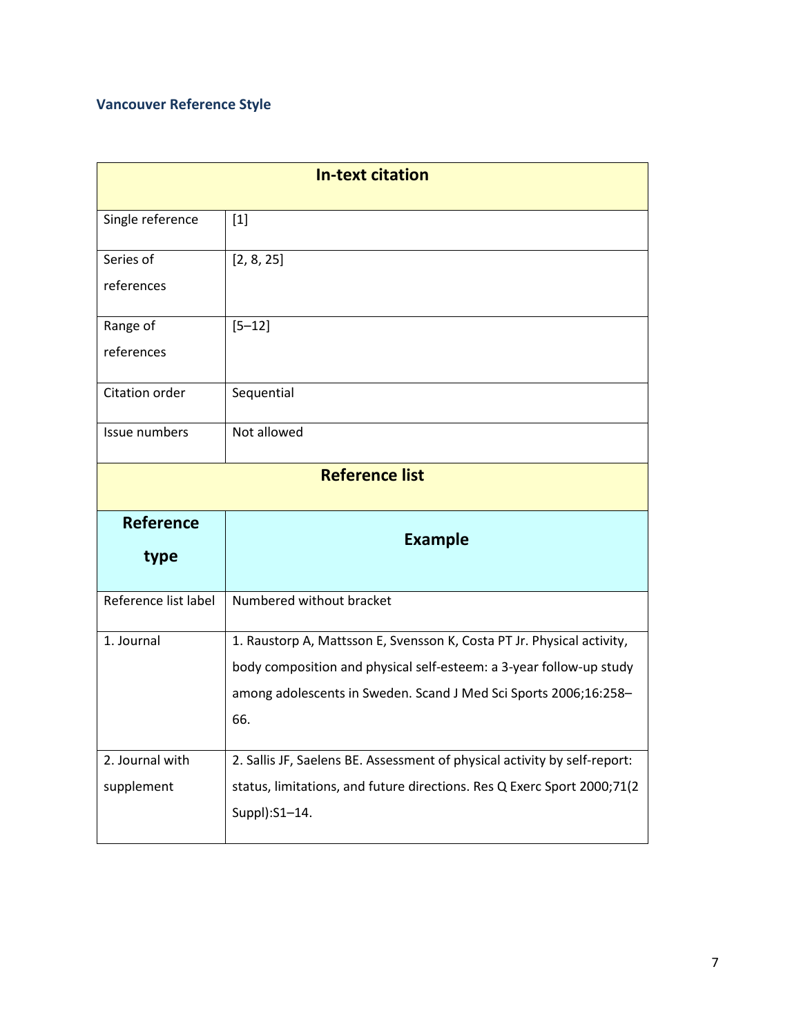### Vancouver Reference Style

| In-text citation | |
|---|---|
| Single reference | [1] |
| Series of references | [2, 8, 25] |
| Range of references | [5–12] |
| Citation order | Sequential |
| Issue numbers | Not allowed |
| **Reference list** | |
| **Reference type** | **Example** |
| Reference list label | Numbered without bracket |
| 1. Journal | 1. Raustorp A, Mattsson E, Svensson K, Costa PT Jr. Physical activity, body composition and physical self-esteem: a 3-year follow-up study among adolescents in Sweden. Scand J Med Sci Sports 2006;16:258–66. |
| 2. Journal with supplement | 2. Sallis JF, Saelens BE. Assessment of physical activity by self-report: status, limitations, and future directions. Res Q Exerc Sport 2000;71(2 Suppl):S1–14. |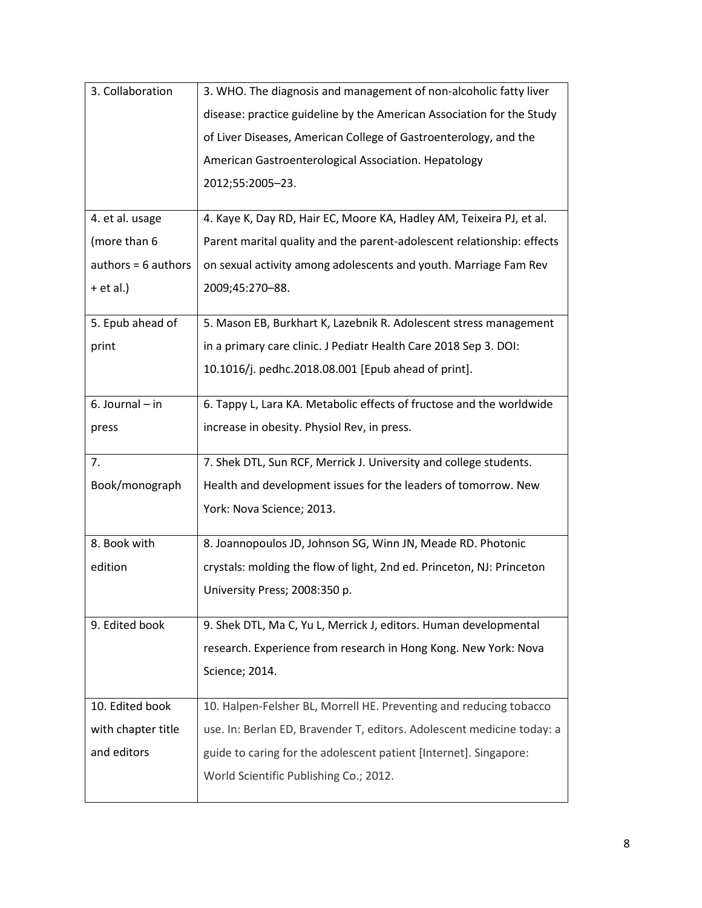| 3. Collaboration | 3. WHO. The diagnosis and management of non-alcoholic fatty liver disease: practice guideline by the American Association for the Study of Liver Diseases, American College of Gastroenterology, and the American Gastroenterological Association. Hepatology 2012;55:2005–23. |
|---|---|
| 4. et al. usage (more than 6 authors = 6 authors + et al.) | 4. Kaye K, Day RD, Hair EC, Moore KA, Hadley AM, Teixeira PJ, et al. Parent marital quality and the parent-adolescent relationship: effects on sexual activity among adolescents and youth. Marriage Fam Rev 2009;45:270–88. |
| 5. Epub ahead of print | 5. Mason EB, Burkhart K, Lazebnik R. Adolescent stress management in a primary care clinic. J Pediatr Health Care 2018 Sep 3. DOI: 10.1016/j. pedhc.2018.08.001 [Epub ahead of print]. |
| 6. Journal – in press | 6. Tappy L, Lara KA. Metabolic effects of fructose and the worldwide increase in obesity. Physiol Rev, in press. |
| 7. Book/monograph | 7. Shek DTL, Sun RCF, Merrick J. University and college students. Health and development issues for the leaders of tomorrow. New York: Nova Science; 2013. |
| 8. Book with edition | 8. Joannopoulos JD, Johnson SG, Winn JN, Meade RD. Photonic crystals: molding the flow of light, 2nd ed. Princeton, NJ: Princeton University Press; 2008:350 p. |
| 9. Edited book | 9. Shek DTL, Ma C, Yu L, Merrick J, editors. Human developmental research. Experience from research in Hong Kong. New York: Nova Science; 2014. |
| 10. Edited book with chapter title and editors | 10. Halpen-Felsher BL, Morrell HE. Preventing and reducing tobacco use. In: Berlan ED, Bravender T, editors. Adolescent medicine today: a guide to caring for the adolescent patient [Internet]. Singapore: World Scientific Publishing Co.; 2012. |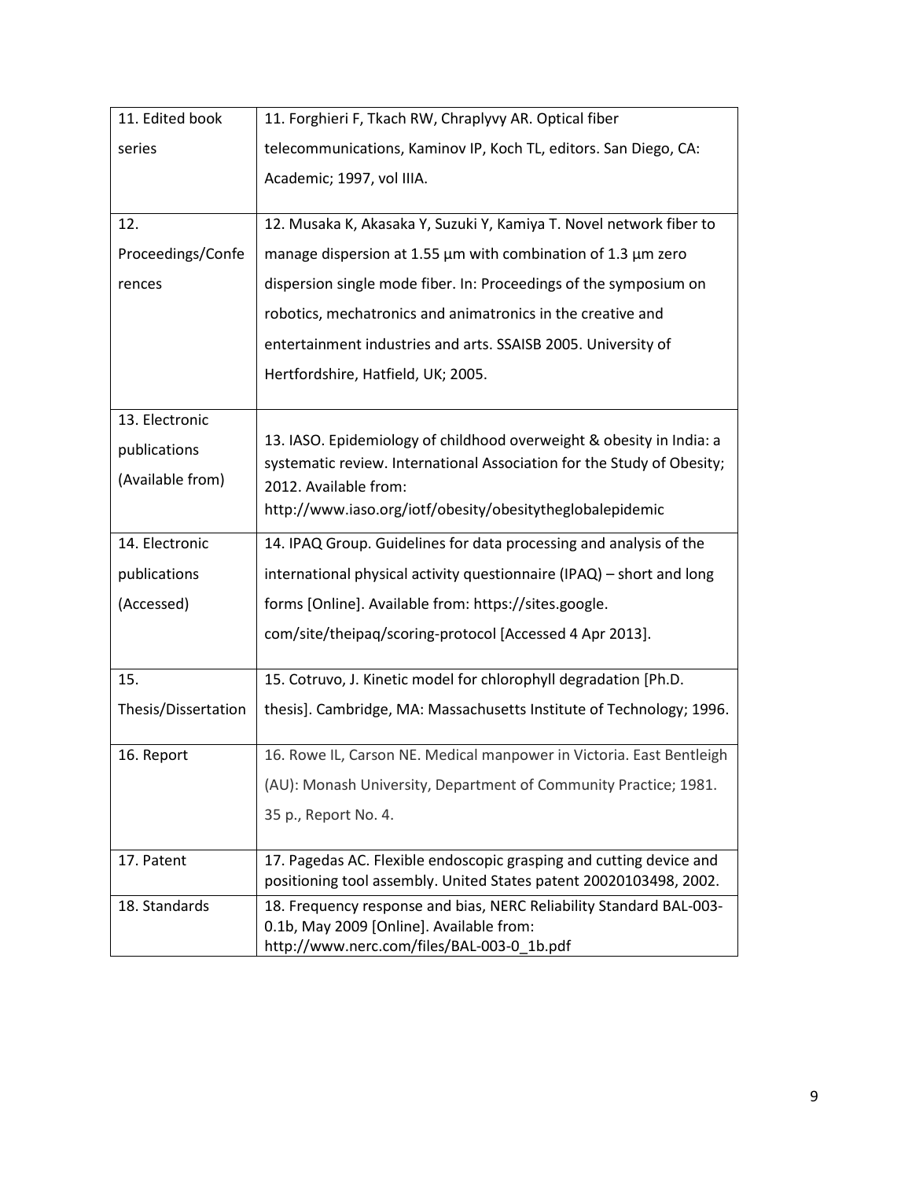| | |
|---|---|
| 11. Edited book series | 11. Forghieri F, Tkach RW, Chraplyvy AR. Optical fiber telecommunications, Kaminov IP, Koch TL, editors. San Diego, CA: Academic; 1997, vol IIIA. |
| 12. Proceedings/Conferences | 12. Musaka K, Akasaka Y, Suzuki Y, Kamiya T. Novel network fiber to manage dispersion at 1.55 µm with combination of 1.3 µm zero dispersion single mode fiber. In: Proceedings of the symposium on robotics, mechatronics and animatronics in the creative and entertainment industries and arts. SSAISB 2005. University of Hertfordshire, Hatfield, UK; 2005. |
| 13. Electronic publications (Available from) | 13. IASO. Epidemiology of childhood overweight & obesity in India: a systematic review. International Association for the Study of Obesity; 2012. Available from: http://www.iaso.org/iotf/obesity/obesitytheglobalepidemic |
| 14. Electronic publications (Accessed) | 14. IPAQ Group. Guidelines for data processing and analysis of the international physical activity questionnaire (IPAQ) – short and long forms [Online]. Available from: https://sites.google. com/site/theipaq/scoring-protocol [Accessed 4 Apr 2013]. |
| 15. Thesis/Dissertation | 15. Cotruvo, J. Kinetic model for chlorophyll degradation [Ph.D. thesis]. Cambridge, MA: Massachusetts Institute of Technology; 1996. |
| 16. Report | 16. Rowe IL, Carson NE. Medical manpower in Victoria. East Bentleigh (AU): Monash University, Department of Community Practice; 1981. 35 p., Report No. 4. |
| 17. Patent | 17. Pagedas AC. Flexible endoscopic grasping and cutting device and positioning tool assembly. United States patent 20020103498, 2002. |
| 18. Standards | 18. Frequency response and bias, NERC Reliability Standard BAL-003-0.1b, May 2009 [Online]. Available from: http://www.nerc.com/files/BAL-003-0_1b.pdf |